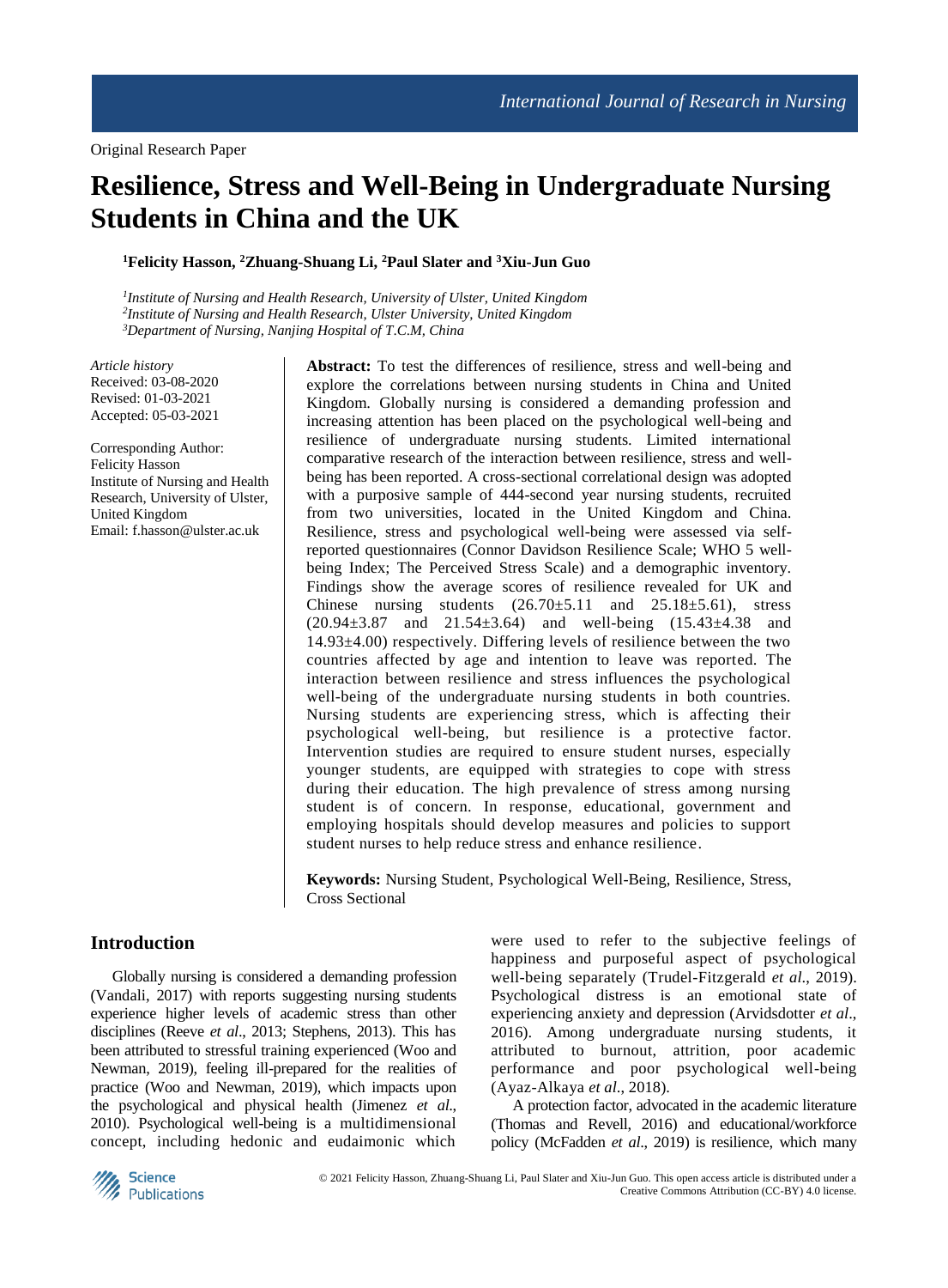Original Research Paper

# Resilience, Stress and Well-Being in Undergraduate Nursing Students in China and the UK

**[1]Felicity Hasson, [2]Zhuang-Shuang Li, [2]Paul Slater and [3]Xiu-Jun Guo**

*[1]Institute of Nursing and Health Research, University of Ulster, United Kingdom*
*[2]Institute of Nursing and Health Research, Ulster University, United Kingdom*
*[3]Department of Nursing, Nanjing Hospital of T.C.M, China*

*Article history*
Received: 03-08-2020
Revised: 01-03-2021
Accepted: 05-03-2021

Corresponding Author:
Felicity Hasson
Institute of Nursing and Health Research, University of Ulster, United Kingdom
Email: f.hasson@ulster.ac.uk

**Abstract:** To test the differences of resilience, stress and well-being and explore the correlations between nursing students in China and United Kingdom. Globally nursing is considered a demanding profession and increasing attention has been placed on the psychological well-being and resilience of undergraduate nursing students. Limited international comparative research of the interaction between resilience, stress and well-being has been reported. A cross-sectional correlational design was adopted with a purposive sample of 444-second year nursing students, recruited from two universities, located in the United Kingdom and China. Resilience, stress and psychological well-being were assessed via self-reported questionnaires (Connor Davidson Resilience Scale; WHO 5 well-being Index; The Perceived Stress Scale) and a demographic inventory. Findings show the average scores of resilience revealed for UK and Chinese nursing students (26.70±5.11 and 25.18±5.61), stress (20.94±3.87 and 21.54±3.64) and well-being (15.43±4.38 and 14.93±4.00) respectively. Differing levels of resilience between the two countries affected by age and intention to leave was reported. The interaction between resilience and stress influences the psychological well-being of the undergraduate nursing students in both countries. Nursing students are experiencing stress, which is affecting their psychological well-being, but resilience is a protective factor. Intervention studies are required to ensure student nurses, especially younger students, are equipped with strategies to cope with stress during their education. The high prevalence of stress among nursing student is of concern. In response, educational, government and employing hospitals should develop measures and policies to support student nurses to help reduce stress and enhance resilience.

**Keywords:** Nursing Student, Psychological Well-Being, Resilience, Stress, Cross Sectional

## Introduction

Globally nursing is considered a demanding profession (Vandali, 2017) with reports suggesting nursing students experience higher levels of academic stress than other disciplines (Reeve *et al*., 2013; Stephens, 2013). This has been attributed to stressful training experienced (Woo and Newman, 2019), feeling ill-prepared for the realities of practice (Woo and Newman, 2019), which impacts upon the psychological and physical health (Jimenez *et al*., 2010). Psychological well-being is a multidimensional concept, including hedonic and eudaimonic which were used to refer to the subjective feelings of happiness and purposeful aspect of psychological well-being separately (Trudel-Fitzgerald *et al*., 2019). Psychological distress is an emotional state of experiencing anxiety and depression (Arvidsdotter *et al*., 2016). Among undergraduate nursing students, it attributed to burnout, attrition, poor academic performance and poor psychological well-being (Ayaz-Alkaya *et al*., 2018).

A protection factor, advocated in the academic literature (Thomas and Revell, 2016) and educational/workforce policy (McFadden *et al*., 2019) is resilience, which many

© 2021 Felicity Hasson, Zhuang-Shuang Li, Paul Slater and Xiu-Jun Guo. This open access article is distributed under a Creative Commons Attribution (CC-BY) 4.0 license.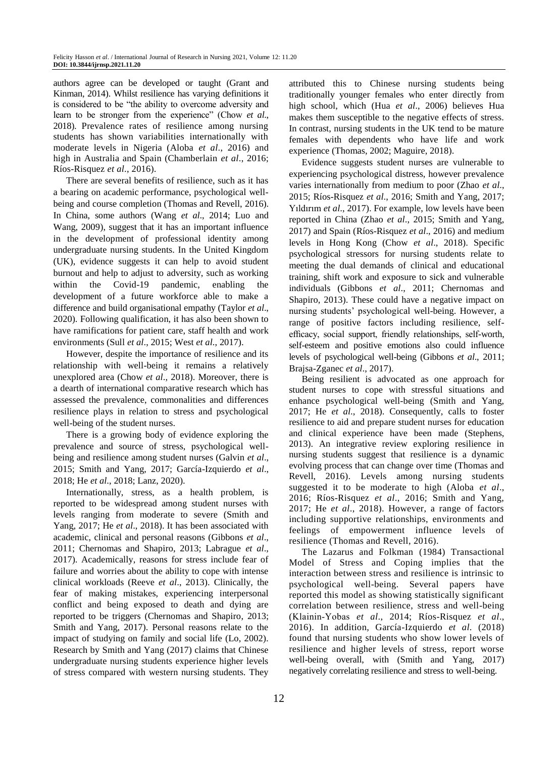authors agree can be developed or taught (Grant and Kinman, 2014). Whilst resilience has varying definitions it is considered to be "the ability to overcome adversity and learn to be stronger from the experience" (Chow *et al*., 2018). Prevalence rates of resilience among nursing students has shown variabilities internationally with moderate levels in Nigeria (Aloba *et al*., 2016) and high in Australia and Spain (Chamberlain *et al*., 2016; Ríos-Risquez *et al*., 2016).

There are several benefits of resilience, such as it has a bearing on academic performance, psychological well-being and course completion (Thomas and Revell, 2016). In China, some authors (Wang *et al*., 2014; Luo and Wang, 2009), suggest that it has an important influence in the development of professional identity among undergraduate nursing students. In the United Kingdom (UK), evidence suggests it can help to avoid student burnout and help to adjust to adversity, such as working within the Covid-19 pandemic, enabling the development of a future workforce able to make a difference and build organisational empathy (Taylor *et al*., 2020). Following qualification, it has also been shown to have ramifications for patient care, staff health and work environments (Sull *et al*., 2015; West *et al*., 2017).

However, despite the importance of resilience and its relationship with well-being it remains a relatively unexplored area (Chow *et al*., 2018). Moreover, there is a dearth of international comparative research which has assessed the prevalence, commonalities and differences resilience plays in relation to stress and psychological well-being of the student nurses.

There is a growing body of evidence exploring the prevalence and source of stress, psychological well-being and resilience among student nurses (Galvin *et al*., 2015; Smith and Yang, 2017; García-Izquierdo *et al*., 2018; He *et al*., 2018; Lanz, 2020).

Internationally, stress, as a health problem, is reported to be widespread among student nurses with levels ranging from moderate to severe (Smith and Yang, 2017; He *et al*., 2018). It has been associated with academic, clinical and personal reasons (Gibbons *et al*., 2011; Chernomas and Shapiro, 2013; Labrague *et al*., 2017). Academically, reasons for stress include fear of failure and worries about the ability to cope with intense clinical workloads (Reeve *et al*., 2013). Clinically, the fear of making mistakes, experiencing interpersonal conflict and being exposed to death and dying are reported to be triggers (Chernomas and Shapiro, 2013; Smith and Yang, 2017). Personal reasons relate to the impact of studying on family and social life (Lo, 2002). Research by Smith and Yang (2017) claims that Chinese undergraduate nursing students experience higher levels of stress compared with western nursing students. They attributed this to Chinese nursing students being traditionally younger females who enter directly from high school, which (Hua *et al*., 2006) believes Hua makes them susceptible to the negative effects of stress. In contrast, nursing students in the UK tend to be mature females with dependents who have life and work experience (Thomas, 2002; Maguire, 2018).

Evidence suggests student nurses are vulnerable to experiencing psychological distress, however prevalence varies internationally from medium to poor (Zhao *et al*., 2015; Ríos-Risquez *et al*., 2016; Smith and Yang, 2017; Yıldırım *et al*., 2017). For example, low levels have been reported in China (Zhao *et al*., 2015; Smith and Yang, 2017) and Spain (Ríos-Risquez *et al*., 2016) and medium levels in Hong Kong (Chow *et al*., 2018). Specific psychological stressors for nursing students relate to meeting the dual demands of clinical and educational training, shift work and exposure to sick and vulnerable individuals (Gibbons *et al*., 2011; Chernomas and Shapiro, 2013). These could have a negative impact on nursing students' psychological well-being. However, a range of positive factors including resilience, self-efficacy, social support, friendly relationships, self-worth, self-esteem and positive emotions also could influence levels of psychological well-being (Gibbons *et al*., 2011; Brajsa-Zganec *et al*., 2017).

Being resilient is advocated as one approach for student nurses to cope with stressful situations and enhance psychological well-being (Smith and Yang, 2017; He *et al*., 2018). Consequently, calls to foster resilience to aid and prepare student nurses for education and clinical experience have been made (Stephens, 2013). An integrative review exploring resilience in nursing students suggest that resilience is a dynamic evolving process that can change over time (Thomas and Revell, 2016). Levels among nursing students suggested it to be moderate to high (Aloba *et al*., 2016; Ríos-Risquez *et al*., 2016; Smith and Yang, 2017; He *et al*., 2018). However, a range of factors including supportive relationships, environments and feelings of empowerment influence levels of resilience (Thomas and Revell, 2016).

The Lazarus and Folkman (1984) Transactional Model of Stress and Coping implies that the interaction between stress and resilience is intrinsic to psychological well-being. Several papers have reported this model as showing statistically significant correlation between resilience, stress and well-being (Klainin-Yobas *et al*., 2014; Ríos-Risquez *et al*., 2016). In addition, García-Izquierdo *et al*. (2018) found that nursing students who show lower levels of resilience and higher levels of stress, report worse well-being overall, with (Smith and Yang, 2017) negatively correlating resilience and stress to well-being.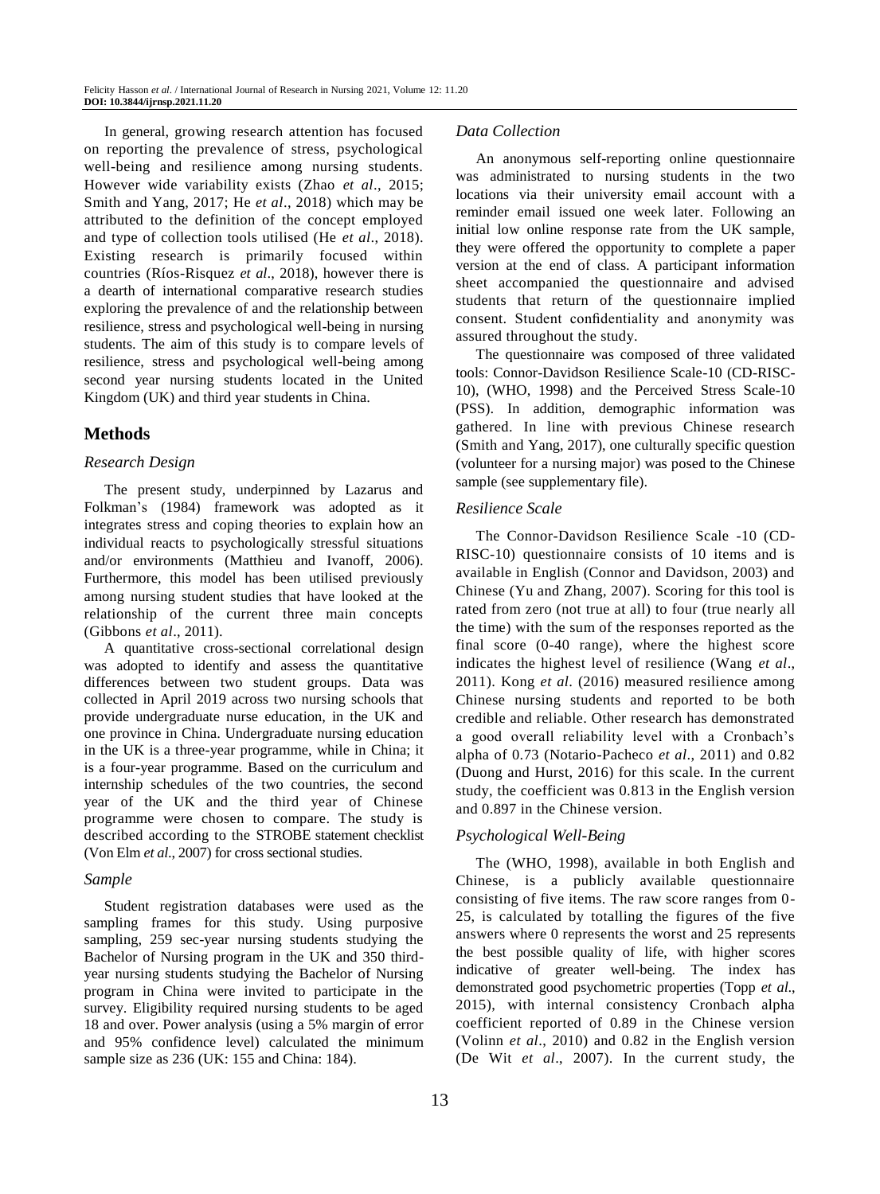In general, growing research attention has focused on reporting the prevalence of stress, psychological well-being and resilience among nursing students. However wide variability exists (Zhao *et al*., 2015; Smith and Yang, 2017; He *et al*., 2018) which may be attributed to the definition of the concept employed and type of collection tools utilised (He *et al*., 2018). Existing research is primarily focused within countries (Ríos-Risquez *et al*., 2018), however there is a dearth of international comparative research studies exploring the prevalence of and the relationship between resilience, stress and psychological well-being in nursing students. The aim of this study is to compare levels of resilience, stress and psychological well-being among second year nursing students located in the United Kingdom (UK) and third year students in China.

## Methods

### *Research Design*

The present study, underpinned by Lazarus and Folkman's (1984) framework was adopted as it integrates stress and coping theories to explain how an individual reacts to psychologically stressful situations and/or environments (Matthieu and Ivanoff, 2006). Furthermore, this model has been utilised previously among nursing student studies that have looked at the relationship of the current three main concepts (Gibbons *et al*., 2011).

A quantitative cross-sectional correlational design was adopted to identify and assess the quantitative differences between two student groups. Data was collected in April 2019 across two nursing schools that provide undergraduate nurse education, in the UK and one province in China. Undergraduate nursing education in the UK is a three-year programme, while in China; it is a four-year programme. Based on the curriculum and internship schedules of the two countries, the second year of the UK and the third year of Chinese programme were chosen to compare. The study is described according to the STROBE statement checklist (Von Elm *et al*., 2007) for cross sectional studies.

### *Sample*

Student registration databases were used as the sampling frames for this study. Using purposive sampling, 259 sec-year nursing students studying the Bachelor of Nursing program in the UK and 350 third-year nursing students studying the Bachelor of Nursing program in China were invited to participate in the survey. Eligibility required nursing students to be aged 18 and over. Power analysis (using a 5% margin of error and 95% confidence level) calculated the minimum sample size as 236 (UK: 155 and China: 184).

### *Data Collection*

An anonymous self-reporting online questionnaire was administrated to nursing students in the two locations via their university email account with a reminder email issued one week later. Following an initial low online response rate from the UK sample, they were offered the opportunity to complete a paper version at the end of class. A participant information sheet accompanied the questionnaire and advised students that return of the questionnaire implied consent. Student confidentiality and anonymity was assured throughout the study.

The questionnaire was composed of three validated tools: Connor-Davidson Resilience Scale-10 (CD-RISC-10), (WHO, 1998) and the Perceived Stress Scale-10 (PSS). In addition, demographic information was gathered. In line with previous Chinese research (Smith and Yang, 2017), one culturally specific question (volunteer for a nursing major) was posed to the Chinese sample (see supplementary file).

### *Resilience Scale*

The Connor-Davidson Resilience Scale -10 (CD-RISC-10) questionnaire consists of 10 items and is available in English (Connor and Davidson, 2003) and Chinese (Yu and Zhang, 2007). Scoring for this tool is rated from zero (not true at all) to four (true nearly all the time) with the sum of the responses reported as the final score (0-40 range), where the highest score indicates the highest level of resilience (Wang *et al*., 2011). Kong *et al*. (2016) measured resilience among Chinese nursing students and reported to be both credible and reliable. Other research has demonstrated a good overall reliability level with a Cronbach's alpha of 0.73 (Notario-Pacheco *et al*., 2011) and 0.82 (Duong and Hurst, 2016) for this scale. In the current study, the coefficient was 0.813 in the English version and 0.897 in the Chinese version.

### *Psychological Well-Being*

The (WHO, 1998), available in both English and Chinese, is a publicly available questionnaire consisting of five items. The raw score ranges from 0-25, is calculated by totalling the figures of the five answers where 0 represents the worst and 25 represents the best possible quality of life, with higher scores indicative of greater well-being. The index has demonstrated good psychometric properties (Topp *et al*., 2015), with internal consistency Cronbach alpha coefficient reported of 0.89 in the Chinese version (Volinn *et al*., 2010) and 0.82 in the English version (De Wit *et al*., 2007). In the current study, the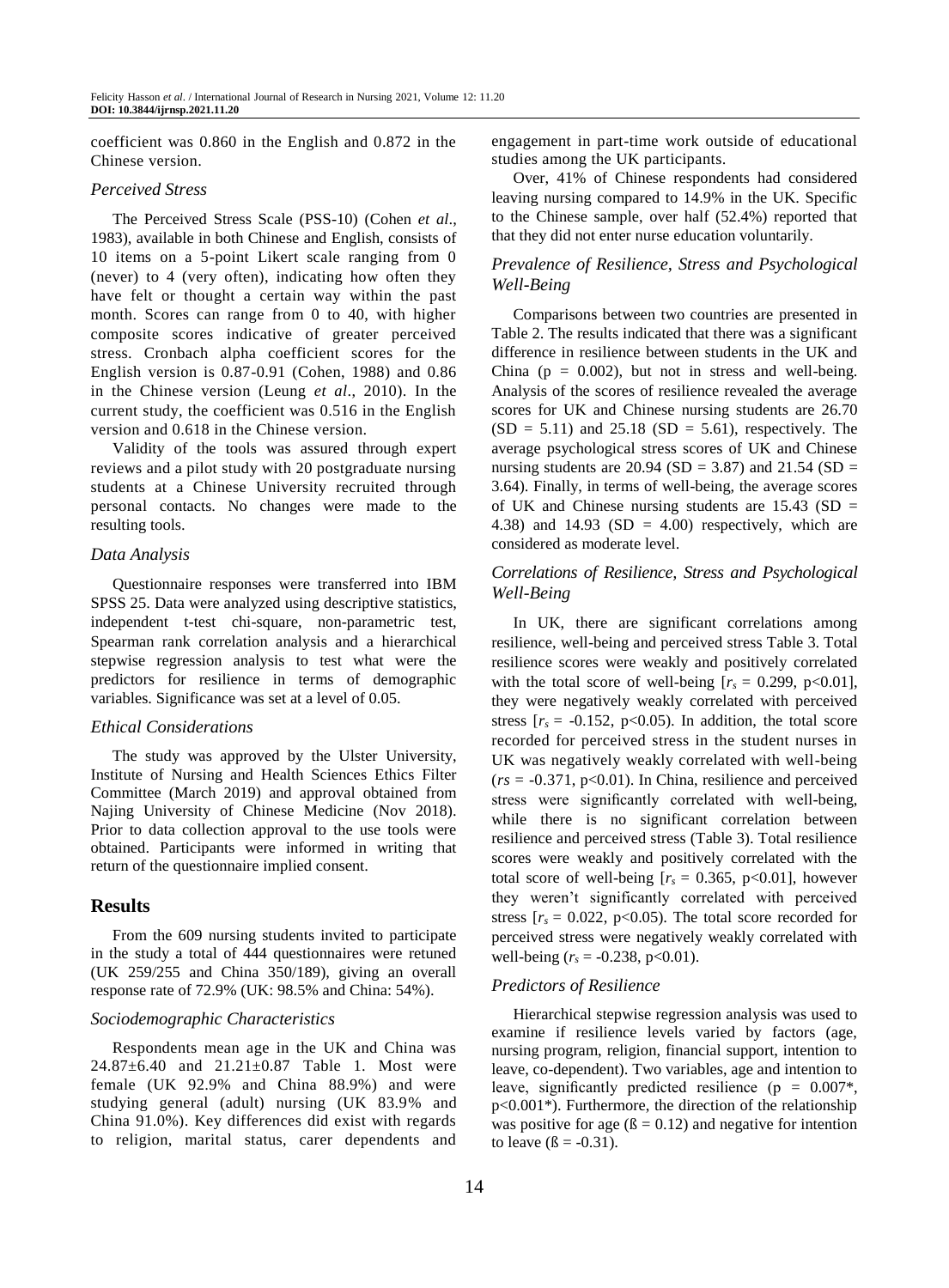coefficient was 0.860 in the English and 0.872 in the Chinese version.

### *Perceived Stress*

The Perceived Stress Scale (PSS-10) (Cohen *et al*., 1983), available in both Chinese and English, consists of 10 items on a 5-point Likert scale ranging from 0 (never) to 4 (very often), indicating how often they have felt or thought a certain way within the past month. Scores can range from 0 to 40, with higher composite scores indicative of greater perceived stress. Cronbach alpha coefficient scores for the English version is 0.87-0.91 (Cohen, 1988) and 0.86 in the Chinese version (Leung *et al*., 2010). In the current study, the coefficient was 0.516 in the English version and 0.618 in the Chinese version.

Validity of the tools was assured through expert reviews and a pilot study with 20 postgraduate nursing students at a Chinese University recruited through personal contacts. No changes were made to the resulting tools.

### *Data Analysis*

Questionnaire responses were transferred into IBM SPSS 25. Data were analyzed using descriptive statistics, independent t-test chi-square, non-parametric test, Spearman rank correlation analysis and a hierarchical stepwise regression analysis to test what were the predictors for resilience in terms of demographic variables. Significance was set at a level of 0.05.

### *Ethical Considerations*

The study was approved by the Ulster University, Institute of Nursing and Health Sciences Ethics Filter Committee (March 2019) and approval obtained from Najing University of Chinese Medicine (Nov 2018). Prior to data collection approval to the use tools were obtained. Participants were informed in writing that return of the questionnaire implied consent.

## Results

From the 609 nursing students invited to participate in the study a total of 444 questionnaires were retuned (UK 259/255 and China 350/189), giving an overall response rate of 72.9% (UK: 98.5% and China: 54%).

### *Sociodemographic Characteristics*

Respondents mean age in the UK and China was 24.87±6.40 and 21.21±0.87 Table 1. Most were female (UK 92.9% and China 88.9%) and were studying general (adult) nursing (UK 83.9% and China 91.0%). Key differences did exist with regards to religion, marital status, carer dependents and engagement in part-time work outside of educational studies among the UK participants.

Over, 41% of Chinese respondents had considered leaving nursing compared to 14.9% in the UK. Specific to the Chinese sample, over half (52.4%) reported that that they did not enter nurse education voluntarily.

### *Prevalence of Resilience, Stress and Psychological Well-Being*

Comparisons between two countries are presented in Table 2. The results indicated that there was a significant difference in resilience between students in the UK and China ($p = 0.002$), but not in stress and well-being. Analysis of the scores of resilience revealed the average scores for UK and Chinese nursing students are 26.70 (SD = 5.11) and 25.18 (SD = 5.61), respectively. The average psychological stress scores of UK and Chinese nursing students are 20.94 (SD = 3.87) and 21.54 (SD = 3.64). Finally, in terms of well-being, the average scores of UK and Chinese nursing students are 15.43 (SD = 4.38) and 14.93 (SD = 4.00) respectively, which are considered as moderate level.

### *Correlations of Resilience, Stress and Psychological Well-Being*

In UK, there are significant correlations among resilience, well-being and perceived stress Table 3. Total resilience scores were weakly and positively correlated with the total score of well-being [$r_s = 0.299$, $p<0.01$], they were negatively weakly correlated with perceived stress [$r_s = -0.152$, $p<0.05$). In addition, the total score recorded for perceived stress in the student nurses in UK was negatively weakly correlated with well-being ($rs = -0.371$, $p<0.01$). In China, resilience and perceived stress were significantly correlated with well-being, while there is no significant correlation between resilience and perceived stress (Table 3). Total resilience scores were weakly and positively correlated with the total score of well-being [$r_s = 0.365$, $p<0.01$], however they weren't significantly correlated with perceived stress [$r_s = 0.022$, $p<0.05$). The total score recorded for perceived stress were negatively weakly correlated with well-being ($r_s = -0.238$, $p<0.01$).

### *Predictors of Resilience*

Hierarchical stepwise regression analysis was used to examine if resilience levels varied by factors (age, nursing program, religion, financial support, intention to leave, co-dependent). Two variables, age and intention to leave, significantly predicted resilience ($p = 0.007$*, $p<0.001$*). Furthermore, the direction of the relationship was positive for age ($ß = 0.12$) and negative for intention to leave ($ß = -0.31$).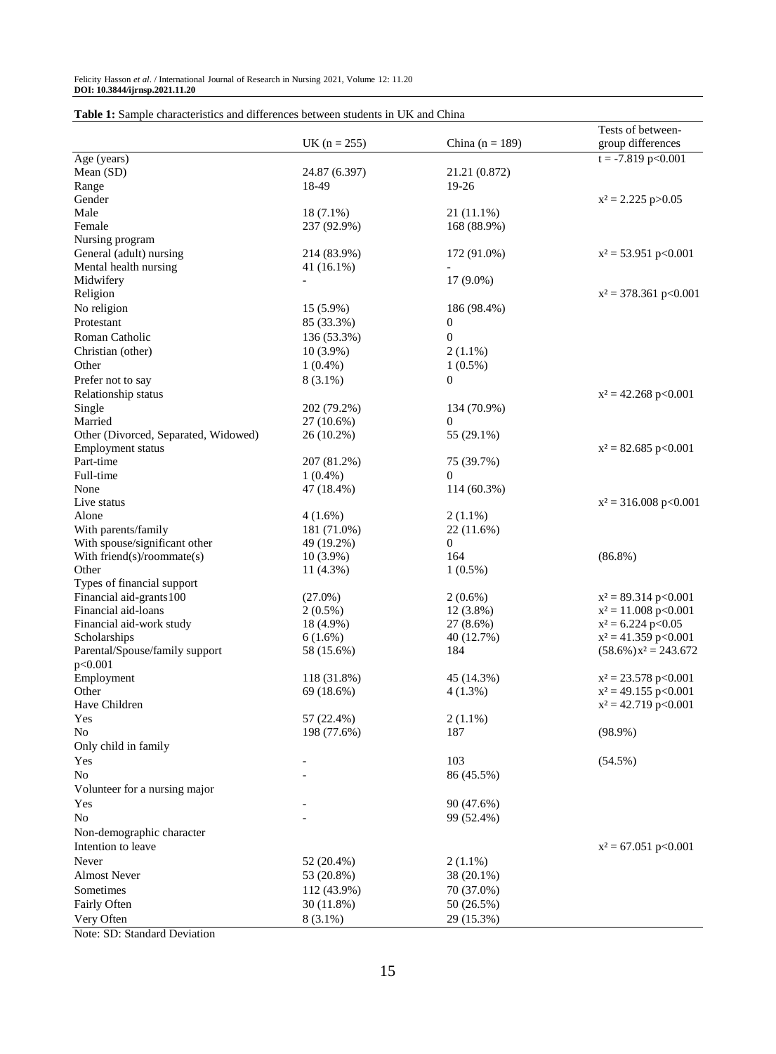**Table 1:** Sample characteristics and differences between students in UK and China

| | UK (n = 255) | China (n = 189) | Tests of between-group differences |
|---|---|---|---|
| Age (years) | | | t = -7.819 p<0.001 |
| Mean (SD) | 24.87 (6.397) | 21.21 (0.872) | |
| Range | 18-49 | 19-26 | |
| Gender | | | $x^2$ = 2.225 p>0.05 |
| Male | 18 (7.1%) | 21 (11.1%) | |
| Female | 237 (92.9%) | 168 (88.9%) | |
| Nursing program | | | |
| General (adult) nursing | 214 (83.9%) | 172 (91.0%) | $x^2$ = 53.951 p<0.001 |
| Mental health nursing | 41 (16.1%) | - | |
| Midwifery | - | 17 (9.0%) | |
| Religion | | | $x^2$ = 378.361 p<0.001 |
| No religion | 15 (5.9%) | 186 (98.4%) | |
| Protestant | 85 (33.3%) | 0 | |
| Roman Catholic | 136 (53.3%) | 0 | |
| Christian (other) | 10 (3.9%) | 2 (1.1%) | |
| Other | 1 (0.4%) | 1 (0.5%) | |
| Prefer not to say | 8 (3.1%) | 0 | |
| Relationship status | | | $x^2$ = 42.268 p<0.001 |
| Single | 202 (79.2%) | 134 (70.9%) | |
| Married | 27 (10.6%) | 0 | |
| Other (Divorced, Separated, Widowed) | 26 (10.2%) | 55 (29.1%) | |
| Employment status | | | $x^2$ = 82.685 p<0.001 |
| Part-time | 207 (81.2%) | 75 (39.7%) | |
| Full-time | 1 (0.4%) | 0 | |
| None | 47 (18.4%) | 114 (60.3%) | |
| Live status | | | $x^2$ = 316.008 p<0.001 |
| Alone | 4 (1.6%) | 2 (1.1%) | |
| With parents/family | 181 (71.0%) | 22 (11.6%) | |
| With spouse/significant other | 49 (19.2%) | 0 | |
| With friend(s)/roommate(s) | 10 (3.9%) | 164 | (86.8%) |
| Other | 11 (4.3%) | 1 (0.5%) | |
| Types of financial support | | | |
| Financial aid-grants100 | (27.0%) | 2 (0.6%) | $x^2$ = 89.314 p<0.001 |
| Financial aid-loans | 2 (0.5%) | 12 (3.8%) | $x^2$ = 11.008 p<0.001 |
| Financial aid-work study | 18 (4.9%) | 27 (8.6%) | $x^2$ = 6.224 p<0.05 |
| Scholarships | 6 (1.6%) | 40 (12.7%) | $x^2$ = 41.359 p<0.001 |
| Parental/Spouse/family support p<0.001 | 58 (15.6%) | 184 | (58.6%) $x^2$ = 243.672 |
| Employment | 118 (31.8%) | 45 (14.3%) | $x^2$ = 23.578 p<0.001 |
| Other | 69 (18.6%) | 4 (1.3%) | $x^2$ = 49.155 p<0.001 |
| Have Children | | | $x^2$ = 42.719 p<0.001 |
| Yes | 57 (22.4%) | 2 (1.1%) | |
| No | 198 (77.6%) | 187 | (98.9%) |
| Only child in family | | | |
| Yes | - | 103 | (54.5%) |
| No | - | 86 (45.5%) | |
| Volunteer for a nursing major | | | |
| Yes | - | 90 (47.6%) | |
| No | - | 99 (52.4%) | |
| Non-demographic character | | | |
| Intention to leave | | | $x^2$ = 67.051 p<0.001 |
| Never | 52 (20.4%) | 2 (1.1%) | |
| Almost Never | 53 (20.8%) | 38 (20.1%) | |
| Sometimes | 112 (43.9%) | 70 (37.0%) | |
| Fairly Often | 30 (11.8%) | 50 (26.5%) | |
| Very Often | 8 (3.1%) | 29 (15.3%) | |

Note: SD: Standard Deviation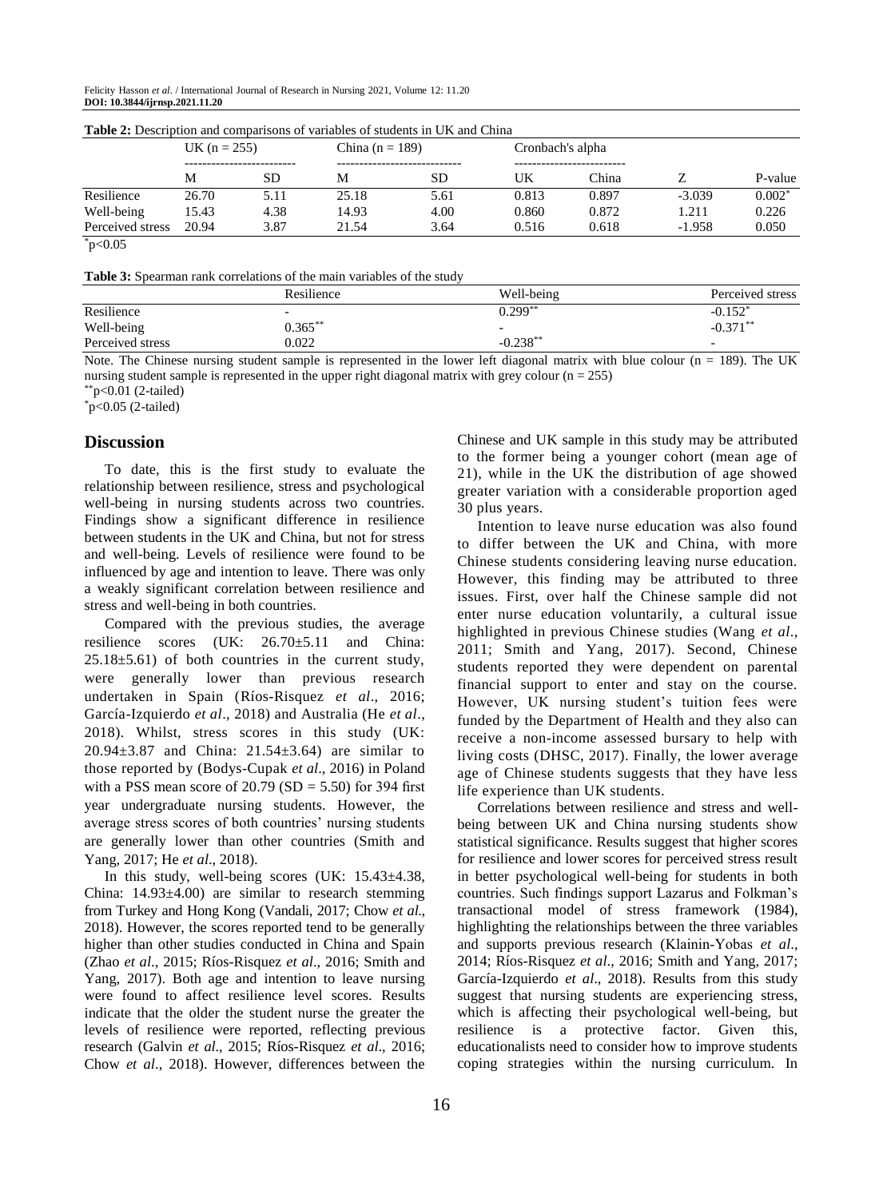**Table 2:** Description and comparisons of variables of students in UK and China

| | UK (n = 255) | | China (n = 189) | | Cronbach's alpha | | | |
|---|---|---|---|---|---|---|---|---|
| | M | SD | M | SD | UK | China | Z | P-value |
| Resilience | 26.70 | 5.11 | 25.18 | 5.61 | 0.813 | 0.897 | -3.039 | 0.002* |
| Well-being | 15.43 | 4.38 | 14.93 | 4.00 | 0.860 | 0.872 | 1.211 | 0.226 |
| Perceived stress | 20.94 | 3.87 | 21.54 | 3.64 | 0.516 | 0.618 | -1.958 | 0.050 |

*p<0.05

**Table 3:** Spearman rank correlations of the main variables of the study

| | Resilience | Well-being | Perceived stress |
|---|---|---|---|
| Resilience | - | 0.299** | -0.152* |
| Well-being | 0.365** | - | -0.371** |
| Perceived stress | 0.022 | -0.238** | - |

Note. The Chinese nursing student sample is represented in the lower left diagonal matrix with blue colour (n = 189). The UK nursing student sample is represented in the upper right diagonal matrix with grey colour (n = 255)

**p<0.01 (2-tailed)

*p<0.05 (2-tailed)

## Discussion

To date, this is the first study to evaluate the relationship between resilience, stress and psychological well-being in nursing students across two countries. Findings show a significant difference in resilience between students in the UK and China, but not for stress and well-being. Levels of resilience were found to be influenced by age and intention to leave. There was only a weakly significant correlation between resilience and stress and well-being in both countries.

Compared with the previous studies, the average resilience scores (UK: 26.70±5.11 and China: 25.18±5.61) of both countries in the current study, were generally lower than previous research undertaken in Spain (Ríos-Risquez *et al*., 2016; García-Izquierdo *et al*., 2018) and Australia (He *et al*., 2018). Whilst, stress scores in this study (UK: 20.94±3.87 and China: 21.54±3.64) are similar to those reported by (Bodys-Cupak *et al*., 2016) in Poland with a PSS mean score of 20.79 (SD = 5.50) for 394 first year undergraduate nursing students. However, the average stress scores of both countries' nursing students are generally lower than other countries (Smith and Yang, 2017; He *et al*., 2018).

In this study, well-being scores (UK: 15.43±4.38, China: 14.93±4.00) are similar to research stemming from Turkey and Hong Kong (Vandali, 2017; Chow *et al*., 2018). However, the scores reported tend to be generally higher than other studies conducted in China and Spain (Zhao *et al*., 2015; Ríos-Risquez *et al*., 2016; Smith and Yang, 2017). Both age and intention to leave nursing were found to affect resilience level scores. Results indicate that the older the student nurse the greater the levels of resilience were reported, reflecting previous research (Galvin *et al*., 2015; Ríos-Risquez *et al*., 2016; Chow *et al*., 2018). However, differences between the Chinese and UK sample in this study may be attributed to the former being a younger cohort (mean age of 21), while in the UK the distribution of age showed greater variation with a considerable proportion aged 30 plus years.

Intention to leave nurse education was also found to differ between the UK and China, with more Chinese students considering leaving nurse education. However, this finding may be attributed to three issues. First, over half the Chinese sample did not enter nurse education voluntarily, a cultural issue highlighted in previous Chinese studies (Wang *et al*., 2011; Smith and Yang, 2017). Second, Chinese students reported they were dependent on parental financial support to enter and stay on the course. However, UK nursing student's tuition fees were funded by the Department of Health and they also can receive a non-income assessed bursary to help with living costs (DHSC, 2017). Finally, the lower average age of Chinese students suggests that they have less life experience than UK students.

Correlations between resilience and stress and well-being between UK and China nursing students show statistical significance. Results suggest that higher scores for resilience and lower scores for perceived stress result in better psychological well-being for students in both countries. Such findings support Lazarus and Folkman's transactional model of stress framework (1984), highlighting the relationships between the three variables and supports previous research (Klainin-Yobas *et al*., 2014; Ríos-Risquez *et al*., 2016; Smith and Yang, 2017; García-Izquierdo *et al*., 2018). Results from this study suggest that nursing students are experiencing stress, which is affecting their psychological well-being, but resilience is a protective factor. Given this, educationalists need to consider how to improve students coping strategies within the nursing curriculum. In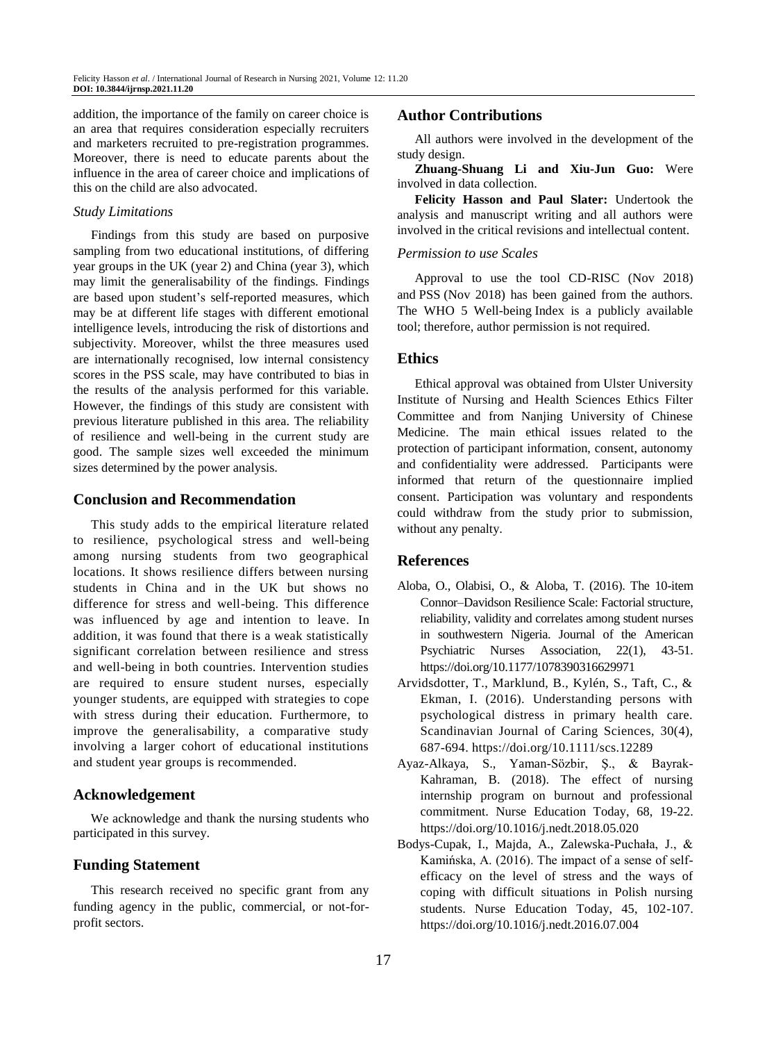addition, the importance of the family on career choice is an area that requires consideration especially recruiters and marketers recruited to pre-registration programmes. Moreover, there is need to educate parents about the influence in the area of career choice and implications of this on the child are also advocated.

### *Study Limitations*

Findings from this study are based on purposive sampling from two educational institutions, of differing year groups in the UK (year 2) and China (year 3), which may limit the generalisability of the findings. Findings are based upon student's self-reported measures, which may be at different life stages with different emotional intelligence levels, introducing the risk of distortions and subjectivity. Moreover, whilst the three measures used are internationally recognised, low internal consistency scores in the PSS scale, may have contributed to bias in the results of the analysis performed for this variable. However, the findings of this study are consistent with previous literature published in this area. The reliability of resilience and well-being in the current study are good. The sample sizes well exceeded the minimum sizes determined by the power analysis.

## Conclusion and Recommendation

This study adds to the empirical literature related to resilience, psychological stress and well-being among nursing students from two geographical locations. It shows resilience differs between nursing students in China and in the UK but shows no difference for stress and well-being. This difference was influenced by age and intention to leave. In addition, it was found that there is a weak statistically significant correlation between resilience and stress and well-being in both countries. Intervention studies are required to ensure student nurses, especially younger students, are equipped with strategies to cope with stress during their education. Furthermore, to improve the generalisability, a comparative study involving a larger cohort of educational institutions and student year groups is recommended.

## Acknowledgement

We acknowledge and thank the nursing students who participated in this survey.

## Funding Statement

This research received no specific grant from any funding agency in the public, commercial, or not-for-profit sectors.

## Author Contributions

All authors were involved in the development of the study design.

**Zhuang-Shuang Li and Xiu-Jun Guo:** Were involved in data collection.

**Felicity Hasson and Paul Slater:** Undertook the analysis and manuscript writing and all authors were involved in the critical revisions and intellectual content.

### *Permission to use Scales*

Approval to use the tool CD-RISC (Nov 2018) and PSS (Nov 2018) has been gained from the authors. The WHO 5 Well-being Index is a publicly available tool; therefore, author permission is not required.

## Ethics

Ethical approval was obtained from Ulster University Institute of Nursing and Health Sciences Ethics Filter Committee and from Nanjing University of Chinese Medicine. The main ethical issues related to the protection of participant information, consent, autonomy and confidentiality were addressed. Participants were informed that return of the questionnaire implied consent. Participation was voluntary and respondents could withdraw from the study prior to submission, without any penalty.

## References

Aloba, O., Olabisi, O., & Aloba, T. (2016). The 10-item Connor–Davidson Resilience Scale: Factorial structure, reliability, validity and correlates among student nurses in southwestern Nigeria. Journal of the American Psychiatric Nurses Association, 22(1), 43-51. https://doi.org/10.1177/1078390316629971

Arvidsdotter, T., Marklund, B., Kylén, S., Taft, C., & Ekman, I. (2016). Understanding persons with psychological distress in primary health care. Scandinavian Journal of Caring Sciences, 30(4), 687-694. https://doi.org/10.1111/scs.12289

Ayaz-Alkaya, S., Yaman-Sözbir, Ş., & Bayrak-Kahraman, B. (2018). The effect of nursing internship program on burnout and professional commitment. Nurse Education Today, 68, 19-22. https://doi.org/10.1016/j.nedt.2018.05.020

Bodys-Cupak, I., Majda, A., Zalewska-Puchała, J., & Kamińska, A. (2016). The impact of a sense of self-efficacy on the level of stress and the ways of coping with difficult situations in Polish nursing students. Nurse Education Today, 45, 102-107. https://doi.org/10.1016/j.nedt.2016.07.004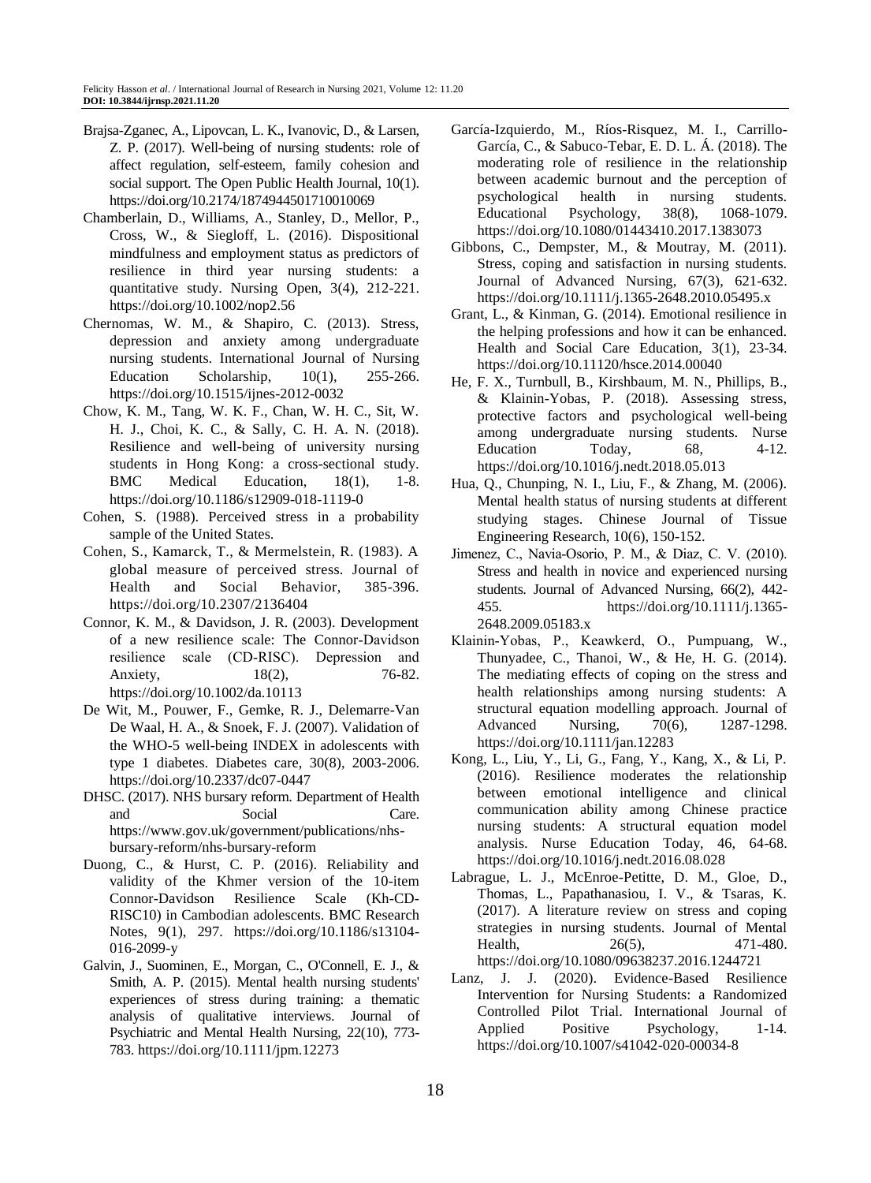Brajsa-Zganec, A., Lipovcan, L. K., Ivanovic, D., & Larsen, Z. P. (2017). Well-being of nursing students: role of affect regulation, self-esteem, family cohesion and social support. The Open Public Health Journal, 10(1). https://doi.org/10.2174/1874944501710010069

Chamberlain, D., Williams, A., Stanley, D., Mellor, P., Cross, W., & Siegloff, L. (2016). Dispositional mindfulness and employment status as predictors of resilience in third year nursing students: a quantitative study. Nursing Open, 3(4), 212-221. https://doi.org/10.1002/nop2.56

Chernomas, W. M., & Shapiro, C. (2013). Stress, depression and anxiety among undergraduate nursing students. International Journal of Nursing Education Scholarship, 10(1), 255-266. https://doi.org/10.1515/ijnes-2012-0032

Chow, K. M., Tang, W. K. F., Chan, W. H. C., Sit, W. H. J., Choi, K. C., & Sally, C. H. A. N. (2018). Resilience and well-being of university nursing students in Hong Kong: a cross-sectional study. BMC Medical Education, 18(1), 1-8. https://doi.org/10.1186/s12909-018-1119-0

Cohen, S. (1988). Perceived stress in a probability sample of the United States.

Cohen, S., Kamarck, T., & Mermelstein, R. (1983). A global measure of perceived stress. Journal of Health and Social Behavior, 385-396. https://doi.org/10.2307/2136404

Connor, K. M., & Davidson, J. R. (2003). Development of a new resilience scale: The Connor-Davidson resilience scale (CD-RISC). Depression and Anxiety, 18(2), 76-82. https://doi.org/10.1002/da.10113

De Wit, M., Pouwer, F., Gemke, R. J., Delemarre-Van De Waal, H. A., & Snoek, F. J. (2007). Validation of the WHO-5 well-being INDEX in adolescents with type 1 diabetes. Diabetes care, 30(8), 2003-2006. https://doi.org/10.2337/dc07-0447

DHSC. (2017). NHS bursary reform. Department of Health and Social Care. https://www.gov.uk/government/publications/nhs-bursary-reform/nhs-bursary-reform

Duong, C., & Hurst, C. P. (2016). Reliability and validity of the Khmer version of the 10-item Connor-Davidson Resilience Scale (Kh-CD-RISC10) in Cambodian adolescents. BMC Research Notes, 9(1), 297. https://doi.org/10.1186/s13104-016-2099-y

Galvin, J., Suominen, E., Morgan, C., O'Connell, E. J., & Smith, A. P. (2015). Mental health nursing students' experiences of stress during training: a thematic analysis of qualitative interviews. Journal of Psychiatric and Mental Health Nursing, 22(10), 773-783. https://doi.org/10.1111/jpm.12273

García-Izquierdo, M., Ríos-Risquez, M. I., Carrillo-García, C., & Sabuco-Tebar, E. D. L. Á. (2018). The moderating role of resilience in the relationship between academic burnout and the perception of psychological health in nursing students. Educational Psychology, 38(8), 1068-1079. https://doi.org/10.1080/01443410.2017.1383073

Gibbons, C., Dempster, M., & Moutray, M. (2011). Stress, coping and satisfaction in nursing students. Journal of Advanced Nursing, 67(3), 621-632. https://doi.org/10.1111/j.1365-2648.2010.05495.x

Grant, L., & Kinman, G. (2014). Emotional resilience in the helping professions and how it can be enhanced. Health and Social Care Education, 3(1), 23-34. https://doi.org/10.11120/hsce.2014.00040

He, F. X., Turnbull, B., Kirshbaum, M. N., Phillips, B., & Klainin-Yobas, P. (2018). Assessing stress, protective factors and psychological well-being among undergraduate nursing students. Nurse Education Today, 68, 4-12. https://doi.org/10.1016/j.nedt.2018.05.013

Hua, Q., Chunping, N. I., Liu, F., & Zhang, M. (2006). Mental health status of nursing students at different studying stages. Chinese Journal of Tissue Engineering Research, 10(6), 150-152.

Jimenez, C., Navia-Osorio, P. M., & Diaz, C. V. (2010). Stress and health in novice and experienced nursing students. Journal of Advanced Nursing, 66(2), 442-455. https://doi.org/10.1111/j.1365-2648.2009.05183.x

Klainin-Yobas, P., Keawkerd, O., Pumpuang, W., Thunyadee, C., Thanoi, W., & He, H. G. (2014). The mediating effects of coping on the stress and health relationships among nursing students: A structural equation modelling approach. Journal of Advanced Nursing, 70(6), 1287-1298. https://doi.org/10.1111/jan.12283

Kong, L., Liu, Y., Li, G., Fang, Y., Kang, X., & Li, P. (2016). Resilience moderates the relationship between emotional intelligence and clinical communication ability among Chinese practice nursing students: A structural equation model analysis. Nurse Education Today, 46, 64-68. https://doi.org/10.1016/j.nedt.2016.08.028

Labrague, L. J., McEnroe-Petitte, D. M., Gloe, D., Thomas, L., Papathanasiou, I. V., & Tsaras, K. (2017). A literature review on stress and coping strategies in nursing students. Journal of Mental Health, 26(5), 471-480. https://doi.org/10.1080/09638237.2016.1244721

Lanz, J. J. (2020). Evidence-Based Resilience Intervention for Nursing Students: a Randomized Controlled Pilot Trial. International Journal of Applied Positive Psychology, 1-14. https://doi.org/10.1007/s41042-020-00034-8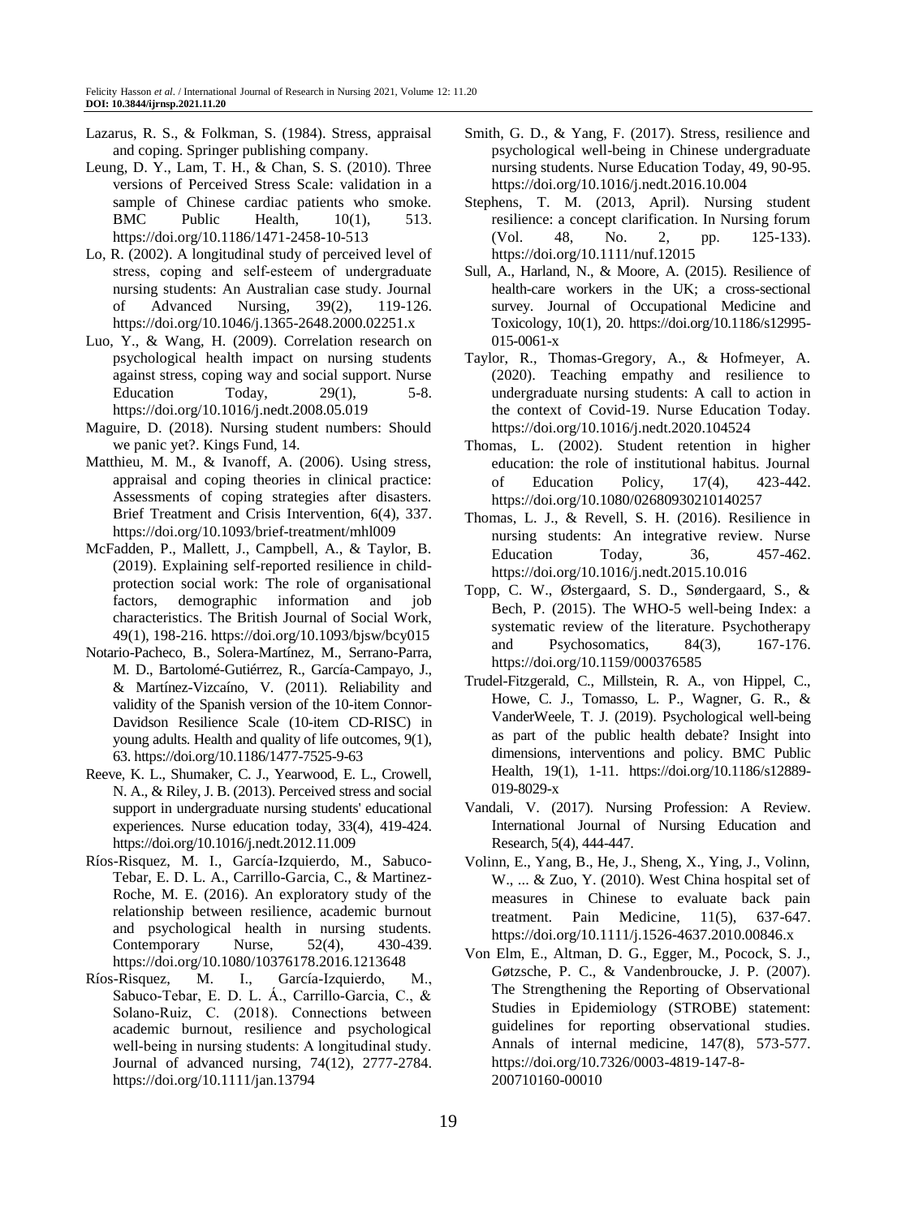Lazarus, R. S., & Folkman, S. (1984). Stress, appraisal and coping. Springer publishing company.

Leung, D. Y., Lam, T. H., & Chan, S. S. (2010). Three versions of Perceived Stress Scale: validation in a sample of Chinese cardiac patients who smoke. BMC Public Health, 10(1), 513. https://doi.org/10.1186/1471-2458-10-513

Lo, R. (2002). A longitudinal study of perceived level of stress, coping and self-esteem of undergraduate nursing students: An Australian case study. Journal of Advanced Nursing, 39(2), 119-126. https://doi.org/10.1046/j.1365-2648.2000.02251.x

Luo, Y., & Wang, H. (2009). Correlation research on psychological health impact on nursing students against stress, coping way and social support. Nurse Education Today, 29(1), 5-8. https://doi.org/10.1016/j.nedt.2008.05.019

Maguire, D. (2018). Nursing student numbers: Should we panic yet?. Kings Fund, 14.

Matthieu, M. M., & Ivanoff, A. (2006). Using stress, appraisal and coping theories in clinical practice: Assessments of coping strategies after disasters. Brief Treatment and Crisis Intervention, 6(4), 337. https://doi.org/10.1093/brief-treatment/mhl009

McFadden, P., Mallett, J., Campbell, A., & Taylor, B. (2019). Explaining self-reported resilience in child-protection social work: The role of organisational factors, demographic information and job characteristics. The British Journal of Social Work, 49(1), 198-216. https://doi.org/10.1093/bjsw/bcy015

Notario-Pacheco, B., Solera-Martínez, M., Serrano-Parra, M. D., Bartolomé-Gutiérrez, R., García-Campayo, J., & Martínez-Vizcaíno, V. (2011). Reliability and validity of the Spanish version of the 10-item Connor-Davidson Resilience Scale (10-item CD-RISC) in young adults. Health and quality of life outcomes, 9(1), 63. https://doi.org/10.1186/1477-7525-9-63

Reeve, K. L., Shumaker, C. J., Yearwood, E. L., Crowell, N. A., & Riley, J. B. (2013). Perceived stress and social support in undergraduate nursing students' educational experiences. Nurse education today, 33(4), 419-424. https://doi.org/10.1016/j.nedt.2012.11.009

Ríos-Risquez, M. I., García-Izquierdo, M., Sabuco-Tebar, E. D. L. A., Carrillo-Garcia, C., & Martinez-Roche, M. E. (2016). An exploratory study of the relationship between resilience, academic burnout and psychological health in nursing students. Contemporary Nurse, 52(4), 430-439. https://doi.org/10.1080/10376178.2016.1213648

Ríos-Risquez, M. I., García-Izquierdo, M., Sabuco-Tebar, E. D. L. Á., Carrillo-Garcia, C., & Solano-Ruiz, C. (2018). Connections between academic burnout, resilience and psychological well-being in nursing students: A longitudinal study. Journal of advanced nursing, 74(12), 2777-2784. https://doi.org/10.1111/jan.13794

Smith, G. D., & Yang, F. (2017). Stress, resilience and psychological well-being in Chinese undergraduate nursing students. Nurse Education Today, 49, 90-95. https://doi.org/10.1016/j.nedt.2016.10.004

Stephens, T. M. (2013, April). Nursing student resilience: a concept clarification. In Nursing forum (Vol. 48, No. 2, pp. 125-133). https://doi.org/10.1111/nuf.12015

Sull, A., Harland, N., & Moore, A. (2015). Resilience of health-care workers in the UK; a cross-sectional survey. Journal of Occupational Medicine and Toxicology, 10(1), 20. https://doi.org/10.1186/s12995-015-0061-x

Taylor, R., Thomas-Gregory, A., & Hofmeyer, A. (2020). Teaching empathy and resilience to undergraduate nursing students: A call to action in the context of Covid-19. Nurse Education Today. https://doi.org/10.1016/j.nedt.2020.104524

Thomas, L. (2002). Student retention in higher education: the role of institutional habitus. Journal of Education Policy, 17(4), 423-442. https://doi.org/10.1080/02680930210140257

Thomas, L. J., & Revell, S. H. (2016). Resilience in nursing students: An integrative review. Nurse Education Today, 36, 457-462. https://doi.org/10.1016/j.nedt.2015.10.016

Topp, C. W., Østergaard, S. D., Søndergaard, S., & Bech, P. (2015). The WHO-5 well-being Index: a systematic review of the literature. Psychotherapy and Psychosomatics, 84(3), 167-176. https://doi.org/10.1159/000376585

Trudel-Fitzgerald, C., Millstein, R. A., von Hippel, C., Howe, C. J., Tomasso, L. P., Wagner, G. R., & VanderWeele, T. J. (2019). Psychological well-being as part of the public health debate? Insight into dimensions, interventions and policy. BMC Public Health, 19(1), 1-11. https://doi.org/10.1186/s12889-019-8029-x

Vandali, V. (2017). Nursing Profession: A Review. International Journal of Nursing Education and Research, 5(4), 444-447.

Volinn, E., Yang, B., He, J., Sheng, X., Ying, J., Volinn, W., ... & Zuo, Y. (2010). West China hospital set of measures in Chinese to evaluate back pain treatment. Pain Medicine, 11(5), 637-647. https://doi.org/10.1111/j.1526-4637.2010.00846.x

Von Elm, E., Altman, D. G., Egger, M., Pocock, S. J., Gøtzsche, P. C., & Vandenbroucke, J. P. (2007). The Strengthening the Reporting of Observational Studies in Epidemiology (STROBE) statement: guidelines for reporting observational studies. Annals of internal medicine, 147(8), 573-577. https://doi.org/10.7326/0003-4819-147-8-200710160-00010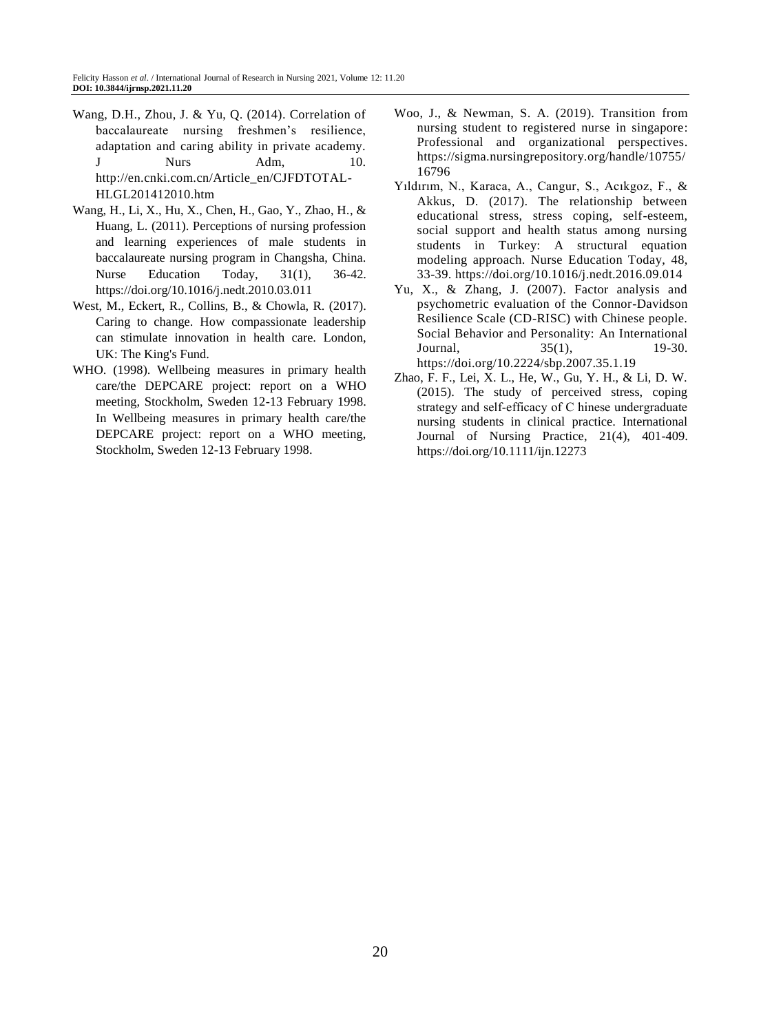Wang, D.H., Zhou, J. & Yu, Q. (2014). Correlation of baccalaureate nursing freshmen's resilience, adaptation and caring ability in private academy. J Nurs Adm, 10. http://en.cnki.com.cn/Article_en/CJFDTOTAL-HLGL201412010.htm

Wang, H., Li, X., Hu, X., Chen, H., Gao, Y., Zhao, H., & Huang, L. (2011). Perceptions of nursing profession and learning experiences of male students in baccalaureate nursing program in Changsha, China. Nurse Education Today, 31(1), 36-42. https://doi.org/10.1016/j.nedt.2010.03.011

West, M., Eckert, R., Collins, B., & Chowla, R. (2017). Caring to change. How compassionate leadership can stimulate innovation in health care. London, UK: The King's Fund.

WHO. (1998). Wellbeing measures in primary health care/the DEPCARE project: report on a WHO meeting, Stockholm, Sweden 12-13 February 1998. In Wellbeing measures in primary health care/the DEPCARE project: report on a WHO meeting, Stockholm, Sweden 12-13 February 1998.

Woo, J., & Newman, S. A. (2019). Transition from nursing student to registered nurse in singapore: Professional and organizational perspectives. https://sigma.nursingrepository.org/handle/10755/16796

Yıldırım, N., Karaca, A., Cangur, S., Acıkgoz, F., & Akkus, D. (2017). The relationship between educational stress, stress coping, self-esteem, social support and health status among nursing students in Turkey: A structural equation modeling approach. Nurse Education Today, 48, 33-39. https://doi.org/10.1016/j.nedt.2016.09.014

Yu, X., & Zhang, J. (2007). Factor analysis and psychometric evaluation of the Connor-Davidson Resilience Scale (CD-RISC) with Chinese people. Social Behavior and Personality: An International Journal, 35(1), 19-30. https://doi.org/10.2224/sbp.2007.35.1.19

Zhao, F. F., Lei, X. L., He, W., Gu, Y. H., & Li, D. W. (2015). The study of perceived stress, coping strategy and self-efficacy of C hinese undergraduate nursing students in clinical practice. International Journal of Nursing Practice, 21(4), 401-409. https://doi.org/10.1111/ijn.12273